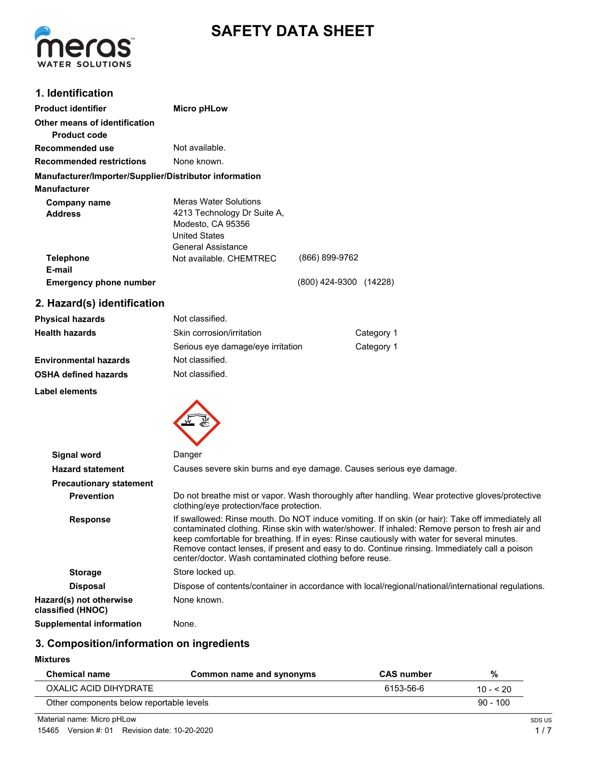# SAFETY DATA SHEET

## 1. Identification

**Product identifier** Micro pHLow

**Other means of identification**

**Product code**

**Recommended use** Not available.

**Recommended restrictions** None known.

**Manufacturer/Importer/Supplier/Distributor information**

**Manufacturer**

**Company name** Meras Water Solutions

**Address** 4213 Technology Dr Suite A,
Modesto, CA 95356
United States
General Assistance

**Telephone** Not available. CHEMTREC (866) 899-9762

**E-mail**

**Emergency phone number** (800) 424-9300 (14228)

## 2. Hazard(s) identification

| | | |
|---|---|---|
| **Physical hazards** | Not classified. | |
| **Health hazards** | Skin corrosion/irritation | Category 1 |
| | Serious eye damage/eye irritation | Category 1 |
| **Environmental hazards** | Not classified. | |
| **OSHA defined hazards** | Not classified. | |

**Label elements**

**Signal word** Danger

**Hazard statement** Causes severe skin burns and eye damage. Causes serious eye damage.

**Precautionary statement**

**Prevention** Do not breathe mist or vapor. Wash thoroughly after handling. Wear protective gloves/protective clothing/eye protection/face protection.

**Response** If swallowed: Rinse mouth. Do NOT induce vomiting. If on skin (or hair): Take off immediately all contaminated clothing. Rinse skin with water/shower. If inhaled: Remove person to fresh air and keep comfortable for breathing. If in eyes: Rinse cautiously with water for several minutes. Remove contact lenses, if present and easy to do. Continue rinsing. Immediately call a poison center/doctor. Wash contaminated clothing before reuse.

**Storage** Store locked up.

**Disposal** Dispose of contents/container in accordance with local/regional/national/international regulations.

**Hazard(s) not otherwise classified (HNOC)** None known.

**Supplemental information** None.

## 3. Composition/information on ingredients

**Mixtures**

| Chemical name | Common name and synonyms | CAS number | % |
|---|---|---|---|
| OXALIC ACID DIHYDRATE | | 6153-56-6 | 10 - < 20 |
| Other components below reportable levels | | | 90 - 100 |

Material name: Micro pHLow

15465 Version #: 01 Revision date: 10-20-2020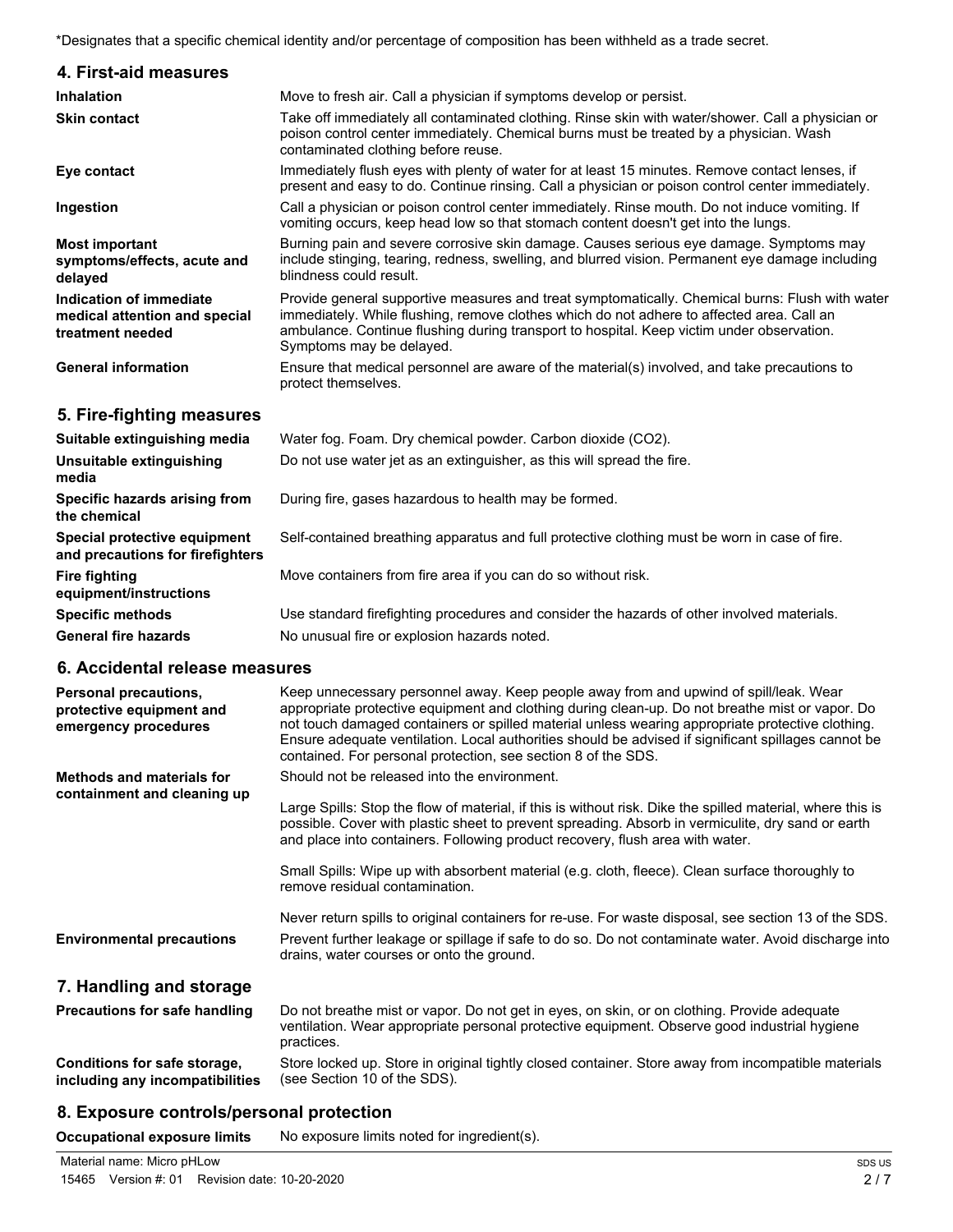*Designates that a specific chemical identity and/or percentage of composition has been withheld as a trade secret.

## 4. First-aid measures

| | |
|---|---|
| **Inhalation** | Move to fresh air. Call a physician if symptoms develop or persist. |
| **Skin contact** | Take off immediately all contaminated clothing. Rinse skin with water/shower. Call a physician or poison control center immediately. Chemical burns must be treated by a physician. Wash contaminated clothing before reuse. |
| **Eye contact** | Immediately flush eyes with plenty of water for at least 15 minutes. Remove contact lenses, if present and easy to do. Continue rinsing. Call a physician or poison control center immediately. |
| **Ingestion** | Call a physician or poison control center immediately. Rinse mouth. Do not induce vomiting. If vomiting occurs, keep head low so that stomach content doesn't get into the lungs. |
| **Most important symptoms/effects, acute and delayed** | Burning pain and severe corrosive skin damage. Causes serious eye damage. Symptoms may include stinging, tearing, redness, swelling, and blurred vision. Permanent eye damage including blindness could result. |
| **Indication of immediate medical attention and special treatment needed** | Provide general supportive measures and treat symptomatically. Chemical burns: Flush with water immediately. While flushing, remove clothes which do not adhere to affected area. Call an ambulance. Continue flushing during transport to hospital. Keep victim under observation. Symptoms may be delayed. |
| **General information** | Ensure that medical personnel are aware of the material(s) involved, and take precautions to protect themselves. |

## 5. Fire-fighting measures

| | |
|---|---|
| **Suitable extinguishing media** | Water fog. Foam. Dry chemical powder. Carbon dioxide ($CO_2$). |
| **Unsuitable extinguishing media** | Do not use water jet as an extinguisher, as this will spread the fire. |
| **Specific hazards arising from the chemical** | During fire, gases hazardous to health may be formed. |
| **Special protective equipment and precautions for firefighters** | Self-contained breathing apparatus and full protective clothing must be worn in case of fire. |
| **Fire fighting equipment/instructions** | Move containers from fire area if you can do so without risk. |
| **Specific methods** | Use standard firefighting procedures and consider the hazards of other involved materials. |
| **General fire hazards** | No unusual fire or explosion hazards noted. |

## 6. Accidental release measures

| | |
|---|---|
| **Personal precautions, protective equipment and emergency procedures** | Keep unnecessary personnel away. Keep people away from and upwind of spill/leak. Wear appropriate protective equipment and clothing during clean-up. Do not breathe mist or vapor. Do not touch damaged containers or spilled material unless wearing appropriate protective clothing. Ensure adequate ventilation. Local authorities should be advised if significant spillages cannot be contained. For personal protection, see section 8 of the SDS. |
| **Methods and materials for containment and cleaning up** | Should not be released into the environment.<br><br>Large Spills: Stop the flow of material, if this is without risk. Dike the spilled material, where this is possible. Cover with plastic sheet to prevent spreading. Absorb in vermiculite, dry sand or earth and place into containers. Following product recovery, flush area with water.<br><br>Small Spills: Wipe up with absorbent material (e.g. cloth, fleece). Clean surface thoroughly to remove residual contamination.<br><br>Never return spills to original containers for re-use. For waste disposal, see section 13 of the SDS. |
| **Environmental precautions** | Prevent further leakage or spillage if safe to do so. Do not contaminate water. Avoid discharge into drains, water courses or onto the ground. |

## 7. Handling and storage

| | |
|---|---|
| **Precautions for safe handling** | Do not breathe mist or vapor. Do not get in eyes, on skin, or on clothing. Provide adequate ventilation. Wear appropriate personal protective equipment. Observe good industrial hygiene practices. |
| **Conditions for safe storage, including any incompatibilities** | Store locked up. Store in original tightly closed container. Store away from incompatible materials (see Section 10 of the SDS). |

## 8. Exposure controls/personal protection

| | |
|---|---|
| **Occupational exposure limits** | No exposure limits noted for ingredient(s). |

Material name: Micro pHLow
15465 Version #: 01 Revision date: 10-20-2020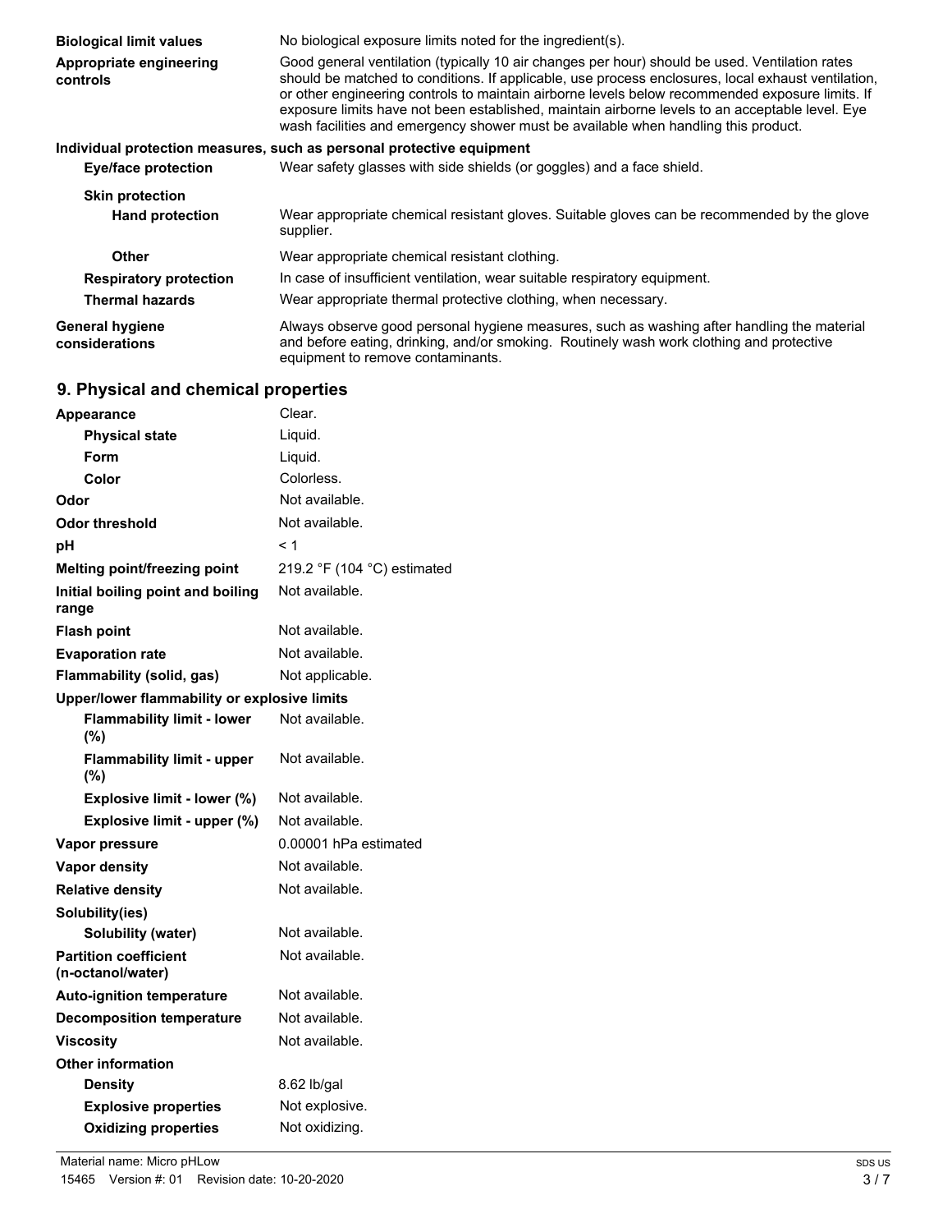| | |
|---|---|
| **Biological limit values** | No biological exposure limits noted for the ingredient(s). |
| **Appropriate engineering controls** | Good general ventilation (typically 10 air changes per hour) should be used. Ventilation rates should be matched to conditions. If applicable, use process enclosures, local exhaust ventilation, or other engineering controls to maintain airborne levels below recommended exposure limits. If exposure limits have not been established, maintain airborne levels to an acceptable level. Eye wash facilities and emergency shower must be available when handling this product. |

**Individual protection measures, such as personal protective equipment**

| | |
|---|---|
| **Eye/face protection** | Wear safety glasses with side shields (or goggles) and a face shield. |
| **Skin protection** | |
| **Hand protection** | Wear appropriate chemical resistant gloves. Suitable gloves can be recommended by the glove supplier. |
| **Other** | Wear appropriate chemical resistant clothing. |
| **Respiratory protection** | In case of insufficient ventilation, wear suitable respiratory equipment. |
| **Thermal hazards** | Wear appropriate thermal protective clothing, when necessary. |
| **General hygiene considerations** | Always observe good personal hygiene measures, such as washing after handling the material and before eating, drinking, and/or smoking. Routinely wash work clothing and protective equipment to remove contaminants. |

## 9. Physical and chemical properties

| | |
|---|---|
| **Appearance** | Clear. |
| **Physical state** | Liquid. |
| **Form** | Liquid. |
| **Color** | Colorless. |
| **Odor** | Not available. |
| **Odor threshold** | Not available. |
| **pH** | < 1 |
| **Melting point/freezing point** | 219.2 °F (104 °C) estimated |
| **Initial boiling point and boiling range** | Not available. |
| **Flash point** | Not available. |
| **Evaporation rate** | Not available. |
| **Flammability (solid, gas)** | Not applicable. |
| **Upper/lower flammability or explosive limits** | |
| **Flammability limit - lower (%)** | Not available. |
| **Flammability limit - upper (%)** | Not available. |
| **Explosive limit - lower (%)** | Not available. |
| **Explosive limit - upper (%)** | Not available. |
| **Vapor pressure** | 0.00001 hPa estimated |
| **Vapor density** | Not available. |
| **Relative density** | Not available. |
| **Solubility(ies)** | |
| **Solubility (water)** | Not available. |
| **Partition coefficient (n-octanol/water)** | Not available. |
| **Auto-ignition temperature** | Not available. |
| **Decomposition temperature** | Not available. |
| **Viscosity** | Not available. |
| **Other information** | |
| **Density** | 8.62 lb/gal |
| **Explosive properties** | Not explosive. |
| **Oxidizing properties** | Not oxidizing. |

Material name: Micro pHLow
15465 Version #: 01 Revision date: 10-20-2020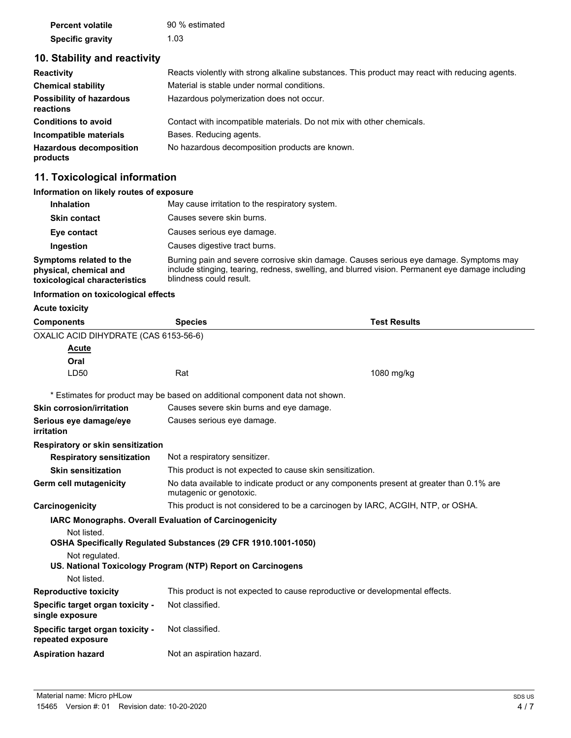| | |
|---|---|
| **Percent volatile** | 90 % estimated |
| **Specific gravity** | 1.03 |

## 10. Stability and reactivity

| | |
|---|---|
| **Reactivity** | Reacts violently with strong alkaline substances. This product may react with reducing agents. |
| **Chemical stability** | Material is stable under normal conditions. |
| **Possibility of hazardous reactions** | Hazardous polymerization does not occur. |
| **Conditions to avoid** | Contact with incompatible materials. Do not mix with other chemicals. |
| **Incompatible materials** | Bases. Reducing agents. |
| **Hazardous decomposition products** | No hazardous decomposition products are known. |

## 11. Toxicological information

**Information on likely routes of exposure**

| | |
|---|---|
| **Inhalation** | May cause irritation to the respiratory system. |
| **Skin contact** | Causes severe skin burns. |
| **Eye contact** | Causes serious eye damage. |
| **Ingestion** | Causes digestive tract burns. |
| **Symptoms related to the physical, chemical and toxicological characteristics** | Burning pain and severe corrosive skin damage. Causes serious eye damage. Symptoms may include stinging, tearing, redness, swelling, and blurred vision. Permanent eye damage including blindness could result. |

**Information on toxicological effects**

**Acute toxicity**

| Components | Species | Test Results |
|---|---|---|
| OXALIC ACID DIHYDRATE (CAS 6153-56-6) | | |
| **Acute** | | |
| **Oral** | | |
| LD50 | Rat | 1080 mg/kg |

\* Estimates for product may be based on additional component data not shown.

| | |
|---|---|
| **Skin corrosion/irritation** | Causes severe skin burns and eye damage. |
| **Serious eye damage/eye irritation** | Causes serious eye damage. |

**Respiratory or skin sensitization**

| | |
|---|---|
| **Respiratory sensitization** | Not a respiratory sensitizer. |
| **Skin sensitization** | This product is not expected to cause skin sensitization. |
| **Germ cell mutagenicity** | No data available to indicate product or any components present at greater than 0.1% are mutagenic or genotoxic. |
| **Carcinogenicity** | This product is not considered to be a carcinogen by IARC, ACGIH, NTP, or OSHA. |

**IARC Monographs. Overall Evaluation of Carcinogenicity**

Not listed.

**OSHA Specifically Regulated Substances (29 CFR 1910.1001-1050)**

Not regulated.

**US. National Toxicology Program (NTP) Report on Carcinogens**

Not listed.

| | |
|---|---|
| **Reproductive toxicity** | This product is not expected to cause reproductive or developmental effects. |
| **Specific target organ toxicity - single exposure** | Not classified. |
| **Specific target organ toxicity - repeated exposure** | Not classified. |
| **Aspiration hazard** | Not an aspiration hazard. |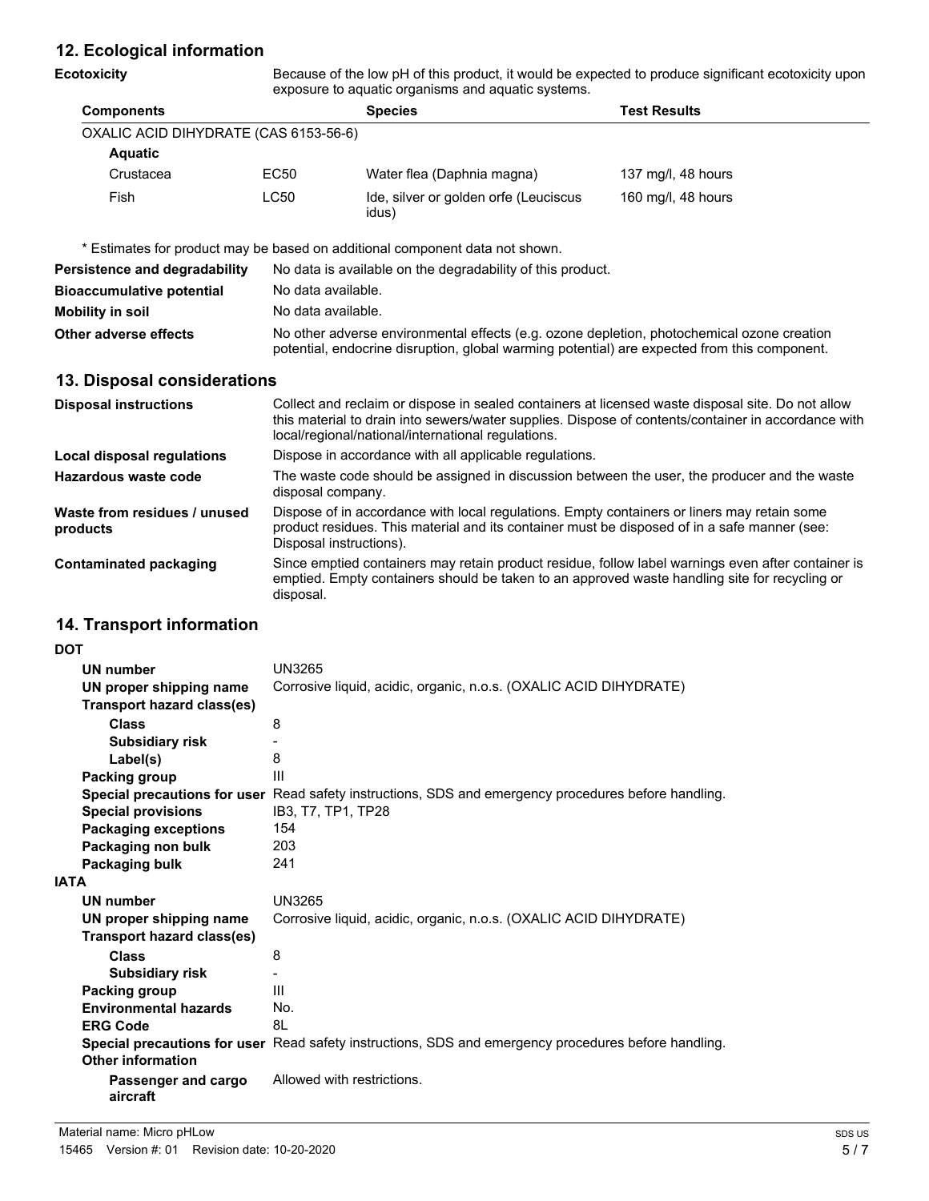## 12. Ecological information

**Ecotoxicity** Because of the low pH of this product, it would be expected to produce significant ecotoxicity upon exposure to aquatic organisms and aquatic systems.

| Components | | Species | Test Results |
|---|---|---|---|
| OXALIC ACID DIHYDRATE (CAS 6153-56-6) | | | |
| **Aquatic** | | | |
| Crustacea | EC50 | Water flea (Daphnia magna) | 137 mg/l, 48 hours |
| Fish | LC50 | Ide, silver or golden orfe (Leuciscus idus) | 160 mg/l, 48 hours |

\* Estimates for product may be based on additional component data not shown.

**Persistence and degradability** No data is available on the degradability of this product.

**Bioaccumulative potential** No data available.

**Mobility in soil** No data available.

**Other adverse effects** No other adverse environmental effects (e.g. ozone depletion, photochemical ozone creation potential, endocrine disruption, global warming potential) are expected from this component.

## 13. Disposal considerations

**Disposal instructions** Collect and reclaim or dispose in sealed containers at licensed waste disposal site. Do not allow this material to drain into sewers/water supplies. Dispose of contents/container in accordance with local/regional/national/international regulations.

**Local disposal regulations** Dispose in accordance with all applicable regulations.

**Hazardous waste code** The waste code should be assigned in discussion between the user, the producer and the waste disposal company.

**Waste from residues / unused products** Dispose of in accordance with local regulations. Empty containers or liners may retain some product residues. This material and its container must be disposed of in a safe manner (see: Disposal instructions).

**Contaminated packaging** Since emptied containers may retain product residue, follow label warnings even after container is emptied. Empty containers should be taken to an approved waste handling site for recycling or disposal.

## 14. Transport information

**DOT**

- **UN number** UN3265
- **UN proper shipping name** Corrosive liquid, acidic, organic, n.o.s. (OXALIC ACID DIHYDRATE)
- **Transport hazard class(es)**
  - **Class** 8
  - **Subsidiary risk** -
  - **Label(s)** 8
- **Packing group** III
- **Special precautions for user** Read safety instructions, SDS and emergency procedures before handling.
- **Special provisions** IB3, T7, TP1, TP28
- **Packaging exceptions** 154
- **Packaging non bulk** 203
- **Packaging bulk** 241

**IATA**

- **UN number** UN3265
- **UN proper shipping name** Corrosive liquid, acidic, organic, n.o.s. (OXALIC ACID DIHYDRATE)
- **Transport hazard class(es)**
  - **Class** 8
  - **Subsidiary risk** -
- **Packing group** III
- **Environmental hazards** No.
- **ERG Code** 8L
- **Special precautions for user** Read safety instructions, SDS and emergency procedures before handling.
- **Other information**
  - **Passenger and cargo aircraft** Allowed with restrictions.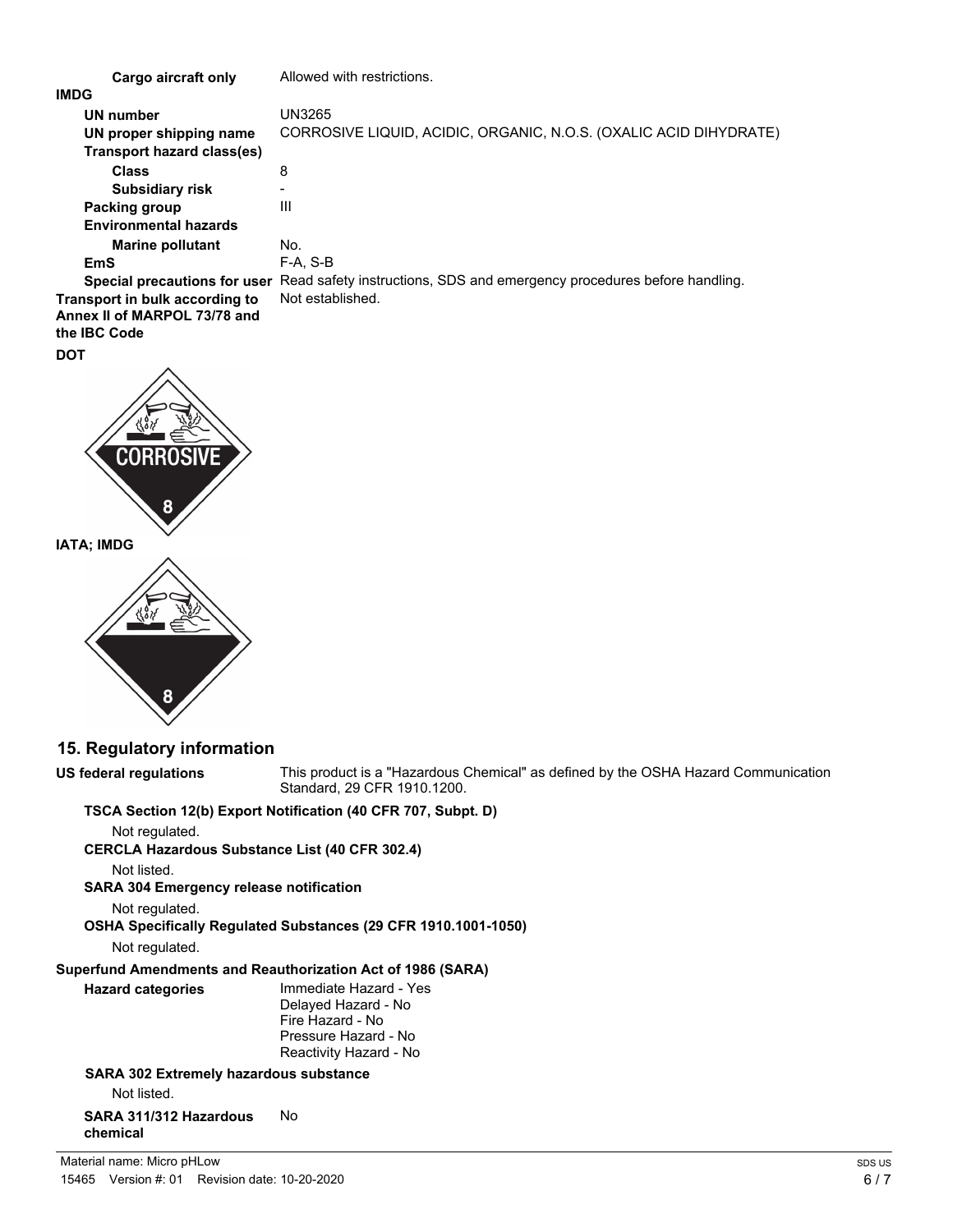| | |
|---|---|
| **Cargo aircraft only** | Allowed with restrictions. |

**IMDG**

| | |
|---|---|
| **UN number** | UN3265 |
| **UN proper shipping name** | CORROSIVE LIQUID, ACIDIC, ORGANIC, N.O.S. (OXALIC ACID DIHYDRATE) |
| **Transport hazard class(es)** | |
| **Class** | 8 |
| **Subsidiary risk** | - |
| **Packing group** | III |
| **Environmental hazards** | |
| **Marine pollutant** | No. |
| **EmS** | F-A, S-B |
| **Special precautions for user** | Read safety instructions, SDS and emergency procedures before handling. |
| **Transport in bulk according to Annex II of MARPOL 73/78 and the IBC Code** | Not established. |

**DOT**

CORROSIVE

8

**IATA; IMDG**

8

## 15. Regulatory information

**US federal regulations** This product is a "Hazardous Chemical" as defined by the OSHA Hazard Communication Standard, 29 CFR 1910.1200.

**TSCA Section 12(b) Export Notification (40 CFR 707, Subpt. D)**

Not regulated.

**CERCLA Hazardous Substance List (40 CFR 302.4)**

Not listed.

**SARA 304 Emergency release notification**

Not regulated.

**OSHA Specifically Regulated Substances (29 CFR 1910.1001-1050)**

Not regulated.

**Superfund Amendments and Reauthorization Act of 1986 (SARA)**

**Hazard categories**

Immediate Hazard - Yes
Delayed Hazard - No
Fire Hazard - No
Pressure Hazard - No
Reactivity Hazard - No

**SARA 302 Extremely hazardous substance**

Not listed.

**SARA 311/312 Hazardous chemical** No

Material name: Micro pHLow

15465 Version #: 01 Revision date: 10-20-2020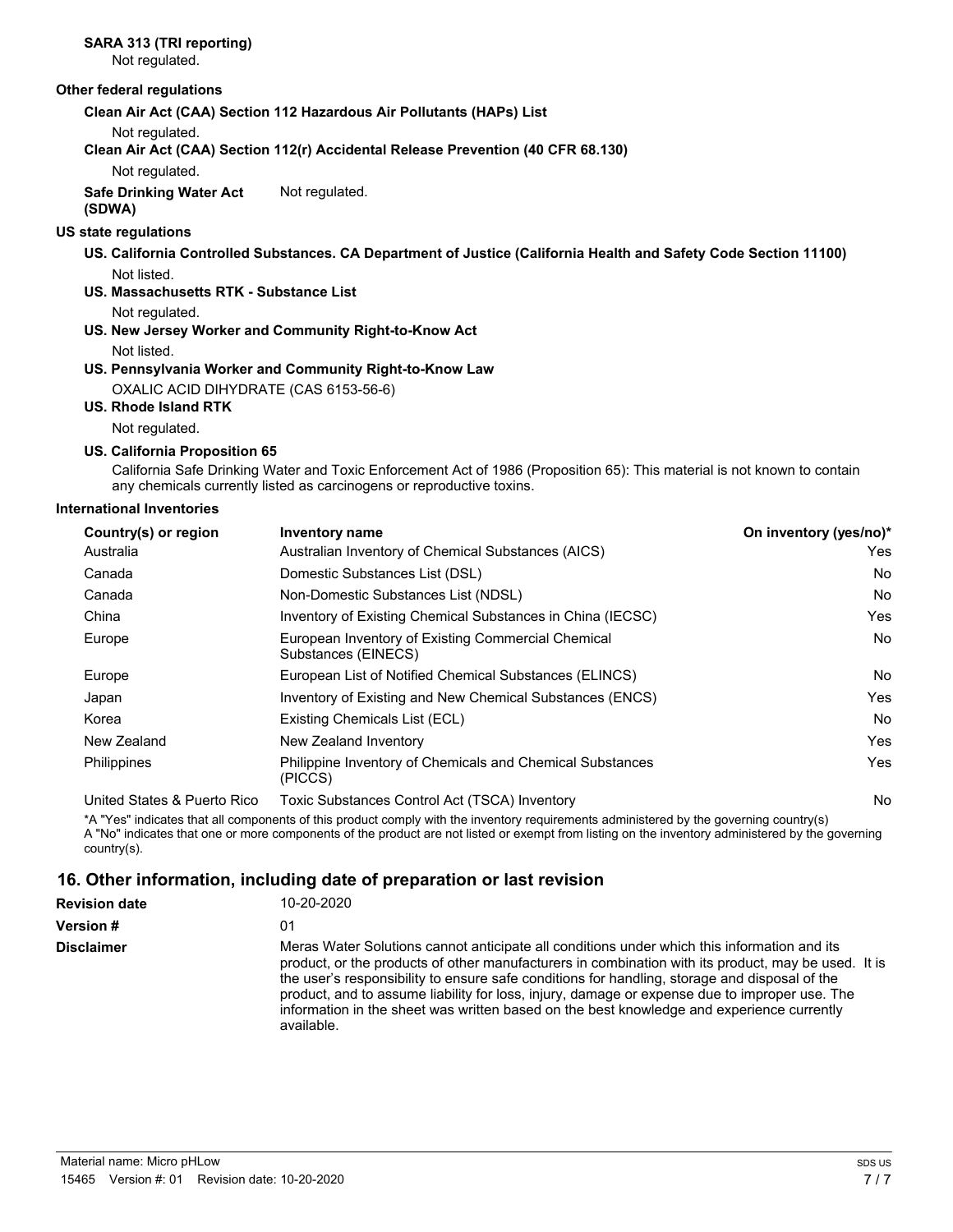**SARA 313 (TRI reporting)**

Not regulated.

**Other federal regulations**

**Clean Air Act (CAA) Section 112 Hazardous Air Pollutants (HAPs) List**

Not regulated.

**Clean Air Act (CAA) Section 112(r) Accidental Release Prevention (40 CFR 68.130)**

Not regulated.

**Safe Drinking Water Act (SDWA)** Not regulated.

**US state regulations**

**US. California Controlled Substances. CA Department of Justice (California Health and Safety Code Section 11100)**

Not listed.

**US. Massachusetts RTK - Substance List**

Not regulated.

**US. New Jersey Worker and Community Right-to-Know Act**

Not listed.

**US. Pennsylvania Worker and Community Right-to-Know Law**

OXALIC ACID DIHYDRATE (CAS 6153-56-6)

**US. Rhode Island RTK**

Not regulated.

**US. California Proposition 65**

California Safe Drinking Water and Toxic Enforcement Act of 1986 (Proposition 65): This material is not known to contain any chemicals currently listed as carcinogens or reproductive toxins.

**International Inventories**

| Country(s) or region | Inventory name | On inventory (yes/no)* |
|---|---|---|
| Australia | Australian Inventory of Chemical Substances (AICS) | Yes |
| Canada | Domestic Substances List (DSL) | No |
| Canada | Non-Domestic Substances List (NDSL) | No |
| China | Inventory of Existing Chemical Substances in China (IECSC) | Yes |
| Europe | European Inventory of Existing Commercial Chemical Substances (EINECS) | No |
| Europe | European List of Notified Chemical Substances (ELINCS) | No |
| Japan | Inventory of Existing and New Chemical Substances (ENCS) | Yes |
| Korea | Existing Chemicals List (ECL) | No |
| New Zealand | New Zealand Inventory | Yes |
| Philippines | Philippine Inventory of Chemicals and Chemical Substances (PICCS) | Yes |
| United States & Puerto Rico | Toxic Substances Control Act (TSCA) Inventory | No |

*A "Yes" indicates that all components of this product comply with the inventory requirements administered by the governing country(s)
A "No" indicates that one or more components of the product are not listed or exempt from listing on the inventory administered by the governing country(s).

## 16. Other information, including date of preparation or last revision

**Revision date** 10-20-2020

**Version #** 01

**Disclaimer** Meras Water Solutions cannot anticipate all conditions under which this information and its product, or the products of other manufacturers in combination with its product, may be used. It is the user's responsibility to ensure safe conditions for handling, storage and disposal of the product, and to assume liability for loss, injury, damage or expense due to improper use. The information in the sheet was written based on the best knowledge and experience currently available.